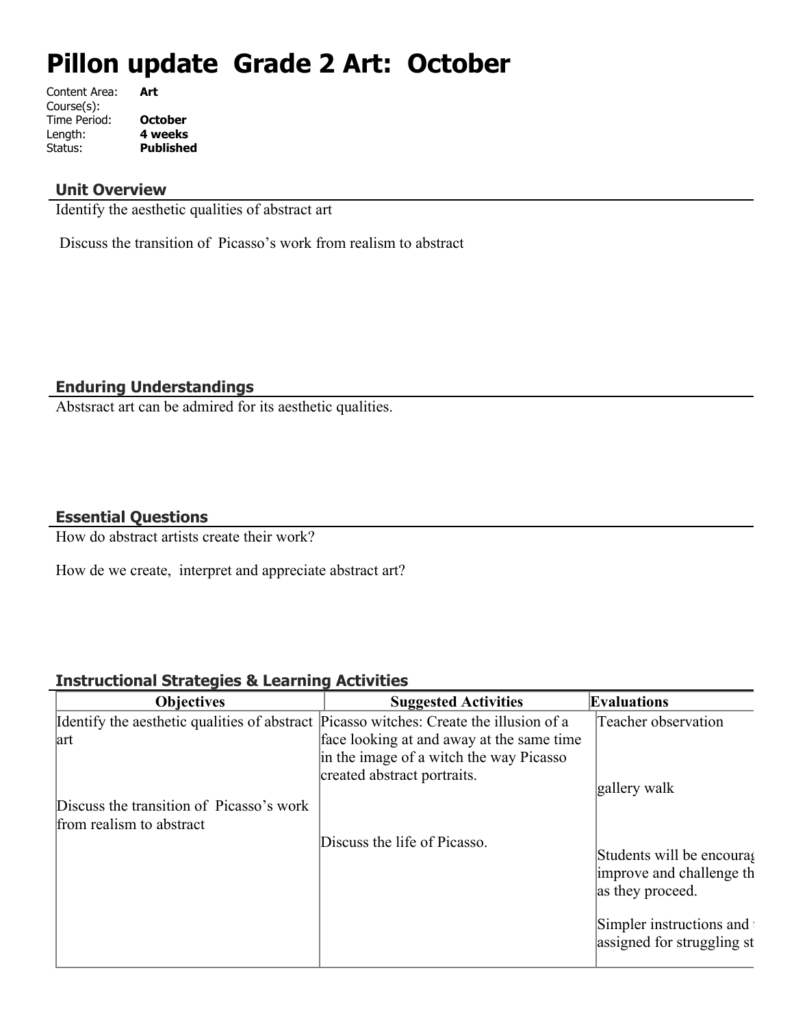# Pillon update Grade 2 Art: October

Content Area: **Art**
Course(s):
Time Period: **October**
Length: **4 weeks**
Status: **Published**

## Unit Overview

Identify the aesthetic qualities of abstract art

Discuss the transition of Picasso's work from realism to abstract

## Enduring Understandings

Abstsract art can be admired for its aesthetic qualities.

## Essential Questions

How do abstract artists create their work?

How de we create, interpret and appreciate abstract art?

## Instructional Strategies & Learning Activities

| Objectives | Suggested Activities | Evaluations |
|---|---|---|
| Identify the aesthetic qualities of abstract art<br><br>Discuss the transition of Picasso's work from realism to abstract | Picasso witches: Create the illusion of a face looking at and away at the same time in the image of a witch the way Picasso created abstract portraits.<br><br>Discuss the life of Picasso. | Teacher observation<br><br>gallery walk<br><br>Students will be encourag improve and challenge th as they proceed.<br><br>Simpler instructions and assigned for struggling st |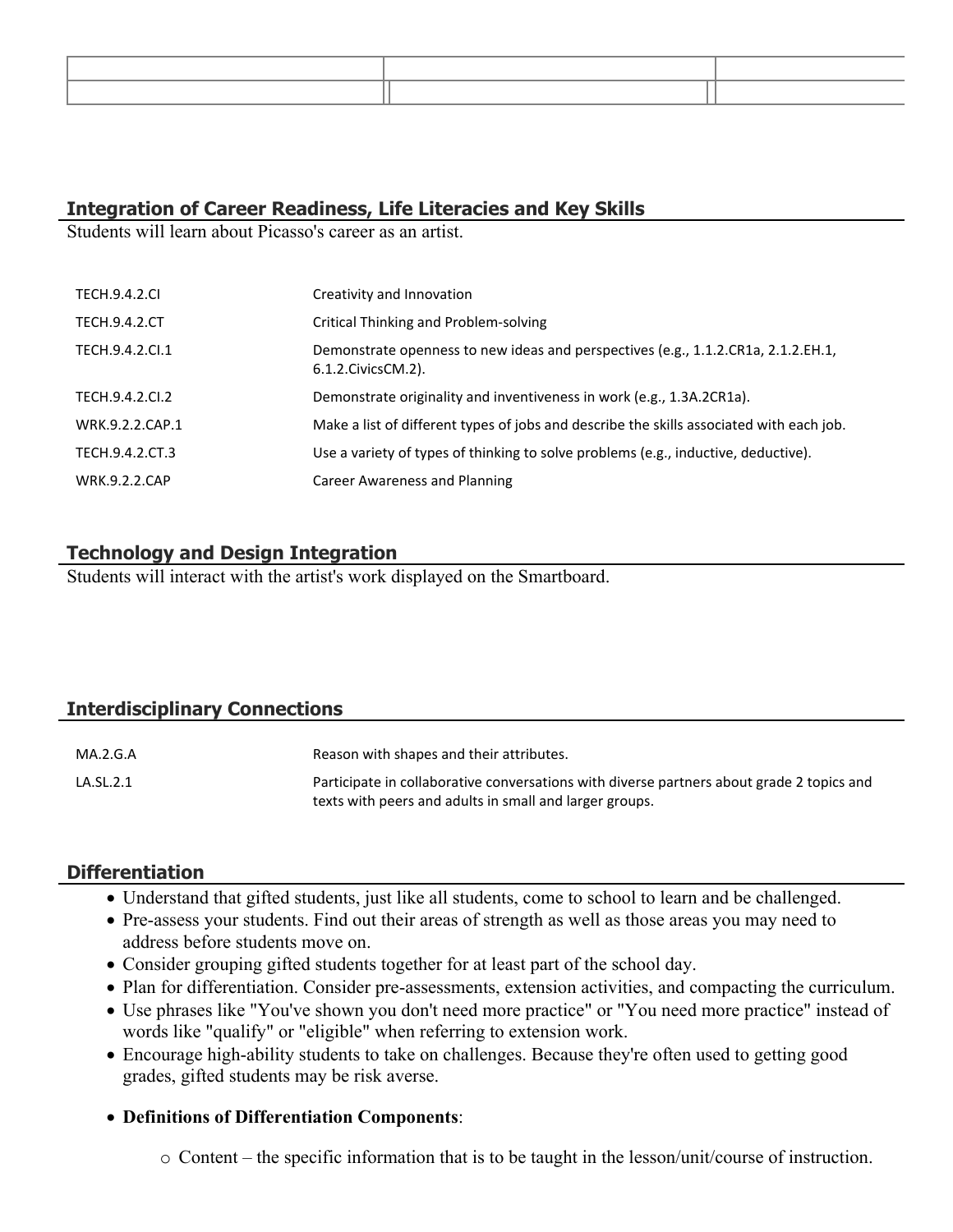## Integration of Career Readiness, Life Literacies and Key Skills

Students will learn about Picasso's career as an artist.

| | |
|---|---|
| TECH.9.4.2.CI | Creativity and Innovation |
| TECH.9.4.2.CT | Critical Thinking and Problem-solving |
| TECH.9.4.2.CI.1 | Demonstrate openness to new ideas and perspectives (e.g., 1.1.2.CR1a, 2.1.2.EH.1, 6.1.2.CivicsCM.2). |
| TECH.9.4.2.CI.2 | Demonstrate originality and inventiveness in work (e.g., 1.3A.2CR1a). |
| WRK.9.2.2.CAP.1 | Make a list of different types of jobs and describe the skills associated with each job. |
| TECH.9.4.2.CT.3 | Use a variety of types of thinking to solve problems (e.g., inductive, deductive). |
| WRK.9.2.2.CAP | Career Awareness and Planning |

## Technology and Design Integration

Students will interact with the artist's work displayed on the Smartboard.

## Interdisciplinary Connections

| | |
|---|---|
| MA.2.G.A | Reason with shapes and their attributes. |
| LA.SL.2.1 | Participate in collaborative conversations with diverse partners about grade 2 topics and texts with peers and adults in small and larger groups. |

## Differentiation

- Understand that gifted students, just like all students, come to school to learn and be challenged.
- Pre-assess your students. Find out their areas of strength as well as those areas you may need to address before students move on.
- Consider grouping gifted students together for at least part of the school day.
- Plan for differentiation. Consider pre-assessments, extension activities, and compacting the curriculum.
- Use phrases like "You've shown you don't need more practice" or "You need more practice" instead of words like "qualify" or "eligible" when referring to extension work.
- Encourage high-ability students to take on challenges. Because they're often used to getting good grades, gifted students may be risk averse.

- **Definitions of Differentiation Components**:
  - Content – the specific information that is to be taught in the lesson/unit/course of instruction.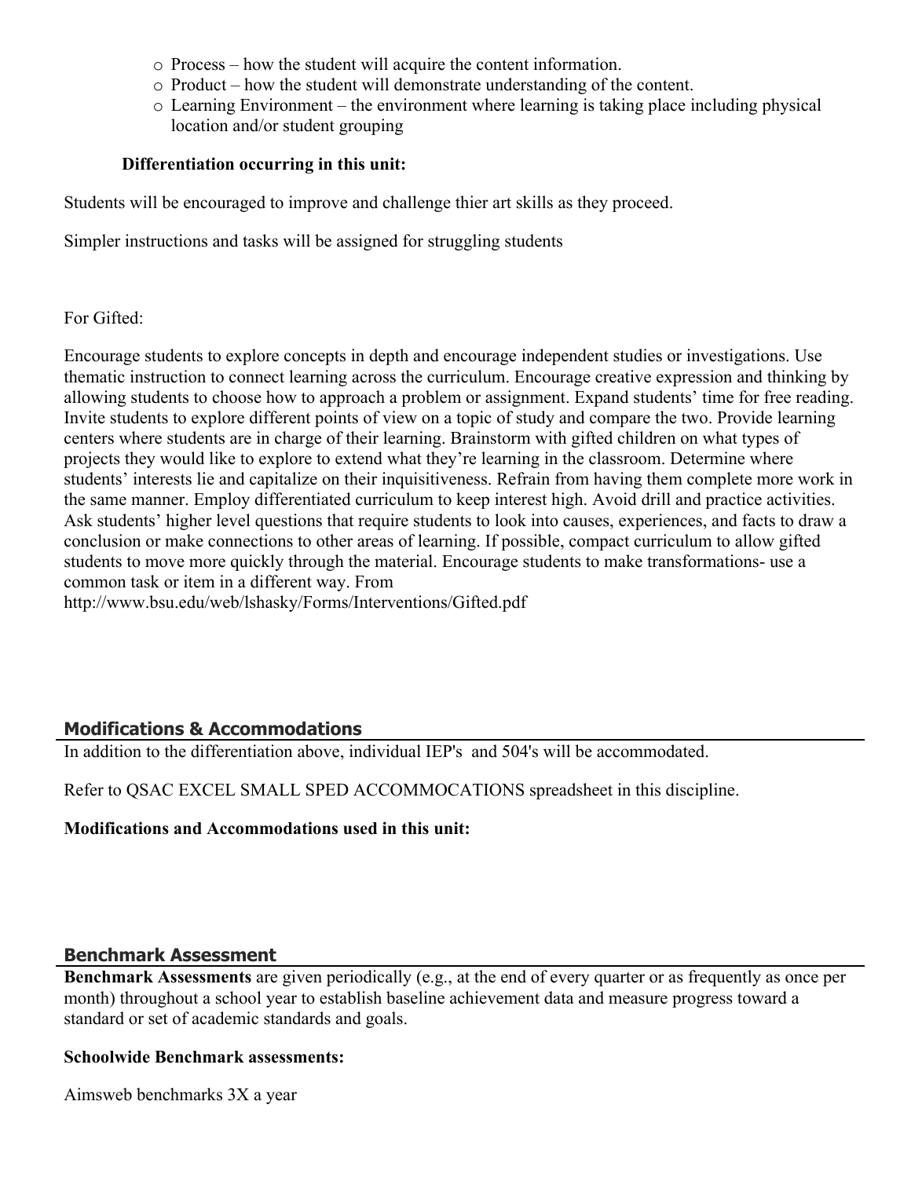- Process – how the student will acquire the content information.
- Product – how the student will demonstrate understanding of the content.
- Learning Environment – the environment where learning is taking place including physical location and/or student grouping

**Differentiation occurring in this unit:**

Students will be encouraged to improve and challenge thier art skills as they proceed.

Simpler instructions and tasks will be assigned for struggling students

For Gifted:

Encourage students to explore concepts in depth and encourage independent studies or investigations. Use thematic instruction to connect learning across the curriculum. Encourage creative expression and thinking by allowing students to choose how to approach a problem or assignment. Expand students' time for free reading. Invite students to explore different points of view on a topic of study and compare the two. Provide learning centers where students are in charge of their learning. Brainstorm with gifted children on what types of projects they would like to explore to extend what they're learning in the classroom. Determine where students' interests lie and capitalize on their inquisitiveness. Refrain from having them complete more work in the same manner. Employ differentiated curriculum to keep interest high. Avoid drill and practice activities. Ask students' higher level questions that require students to look into causes, experiences, and facts to draw a conclusion or make connections to other areas of learning. If possible, compact curriculum to allow gifted students to move more quickly through the material. Encourage students to make transformations- use a common task or item in a different way. From http://www.bsu.edu/web/lshasky/Forms/Interventions/Gifted.pdf

## Modifications & Accommodations

In addition to the differentiation above, individual IEP's and 504's will be accommodated.

Refer to QSAC EXCEL SMALL SPED ACCOMMOCATIONS spreadsheet in this discipline.

**Modifications and Accommodations used in this unit:**

## Benchmark Assessment

**Benchmark Assessments** are given periodically (e.g., at the end of every quarter or as frequently as once per month) throughout a school year to establish baseline achievement data and measure progress toward a standard or set of academic standards and goals.

**Schoolwide Benchmark assessments:**

Aimsweb benchmarks 3X a year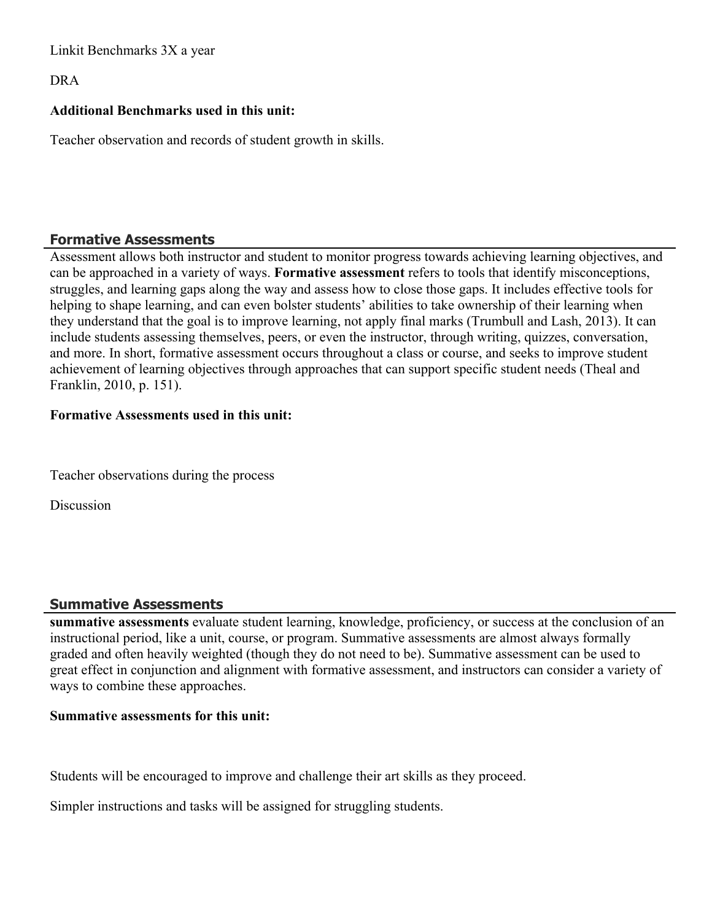Linkit Benchmarks 3X a year

DRA

**Additional Benchmarks used in this unit:**

Teacher observation and records of student growth in skills.

## Formative Assessments

Assessment allows both instructor and student to monitor progress towards achieving learning objectives, and can be approached in a variety of ways. **Formative assessment** refers to tools that identify misconceptions, struggles, and learning gaps along the way and assess how to close those gaps. It includes effective tools for helping to shape learning, and can even bolster students' abilities to take ownership of their learning when they understand that the goal is to improve learning, not apply final marks (Trumbull and Lash, 2013). It can include students assessing themselves, peers, or even the instructor, through writing, quizzes, conversation, and more. In short, formative assessment occurs throughout a class or course, and seeks to improve student achievement of learning objectives through approaches that can support specific student needs (Theal and Franklin, 2010, p. 151).

**Formative Assessments used in this unit:**

Teacher observations during the process

Discussion

## Summative Assessments

**summative assessments** evaluate student learning, knowledge, proficiency, or success at the conclusion of an instructional period, like a unit, course, or program. Summative assessments are almost always formally graded and often heavily weighted (though they do not need to be). Summative assessment can be used to great effect in conjunction and alignment with formative assessment, and instructors can consider a variety of ways to combine these approaches.

**Summative assessments for this unit:**

Students will be encouraged to improve and challenge their art skills as they proceed.

Simpler instructions and tasks will be assigned for struggling students.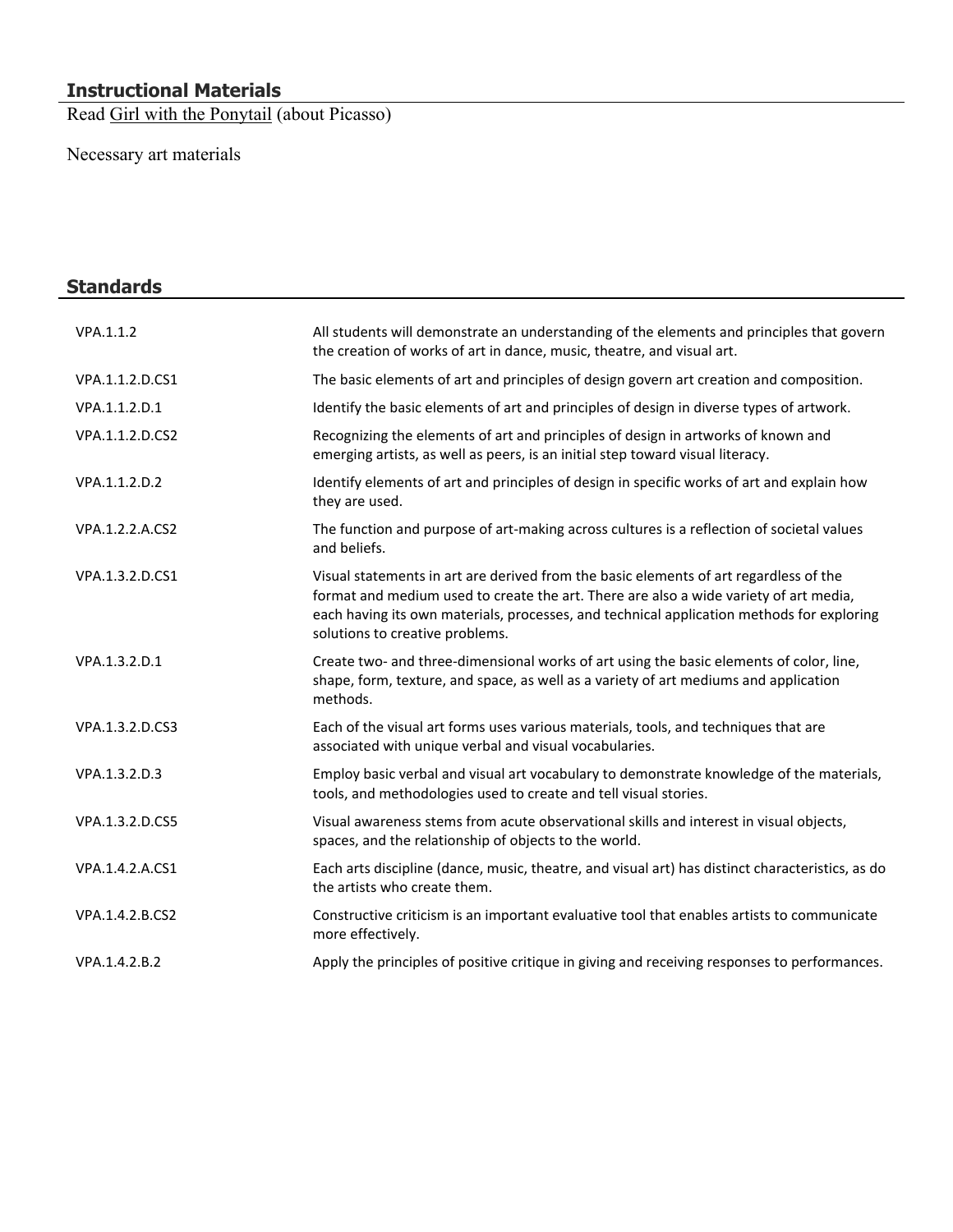## Instructional Materials

Read Girl with the Ponytail (about Picasso)

Necessary art materials

## Standards

| | |
|---|---|
| VPA.1.1.2 | All students will demonstrate an understanding of the elements and principles that govern the creation of works of art in dance, music, theatre, and visual art. |
| VPA.1.1.2.D.CS1 | The basic elements of art and principles of design govern art creation and composition. |
| VPA.1.1.2.D.1 | Identify the basic elements of art and principles of design in diverse types of artwork. |
| VPA.1.1.2.D.CS2 | Recognizing the elements of art and principles of design in artworks of known and emerging artists, as well as peers, is an initial step toward visual literacy. |
| VPA.1.1.2.D.2 | Identify elements of art and principles of design in specific works of art and explain how they are used. |
| VPA.1.2.2.A.CS2 | The function and purpose of art-making across cultures is a reflection of societal values and beliefs. |
| VPA.1.3.2.D.CS1 | Visual statements in art are derived from the basic elements of art regardless of the format and medium used to create the art. There are also a wide variety of art media, each having its own materials, processes, and technical application methods for exploring solutions to creative problems. |
| VPA.1.3.2.D.1 | Create two- and three-dimensional works of art using the basic elements of color, line, shape, form, texture, and space, as well as a variety of art mediums and application methods. |
| VPA.1.3.2.D.CS3 | Each of the visual art forms uses various materials, tools, and techniques that are associated with unique verbal and visual vocabularies. |
| VPA.1.3.2.D.3 | Employ basic verbal and visual art vocabulary to demonstrate knowledge of the materials, tools, and methodologies used to create and tell visual stories. |
| VPA.1.3.2.D.CS5 | Visual awareness stems from acute observational skills and interest in visual objects, spaces, and the relationship of objects to the world. |
| VPA.1.4.2.A.CS1 | Each arts discipline (dance, music, theatre, and visual art) has distinct characteristics, as do the artists who create them. |
| VPA.1.4.2.B.CS2 | Constructive criticism is an important evaluative tool that enables artists to communicate more effectively. |
| VPA.1.4.2.B.2 | Apply the principles of positive critique in giving and receiving responses to performances. |